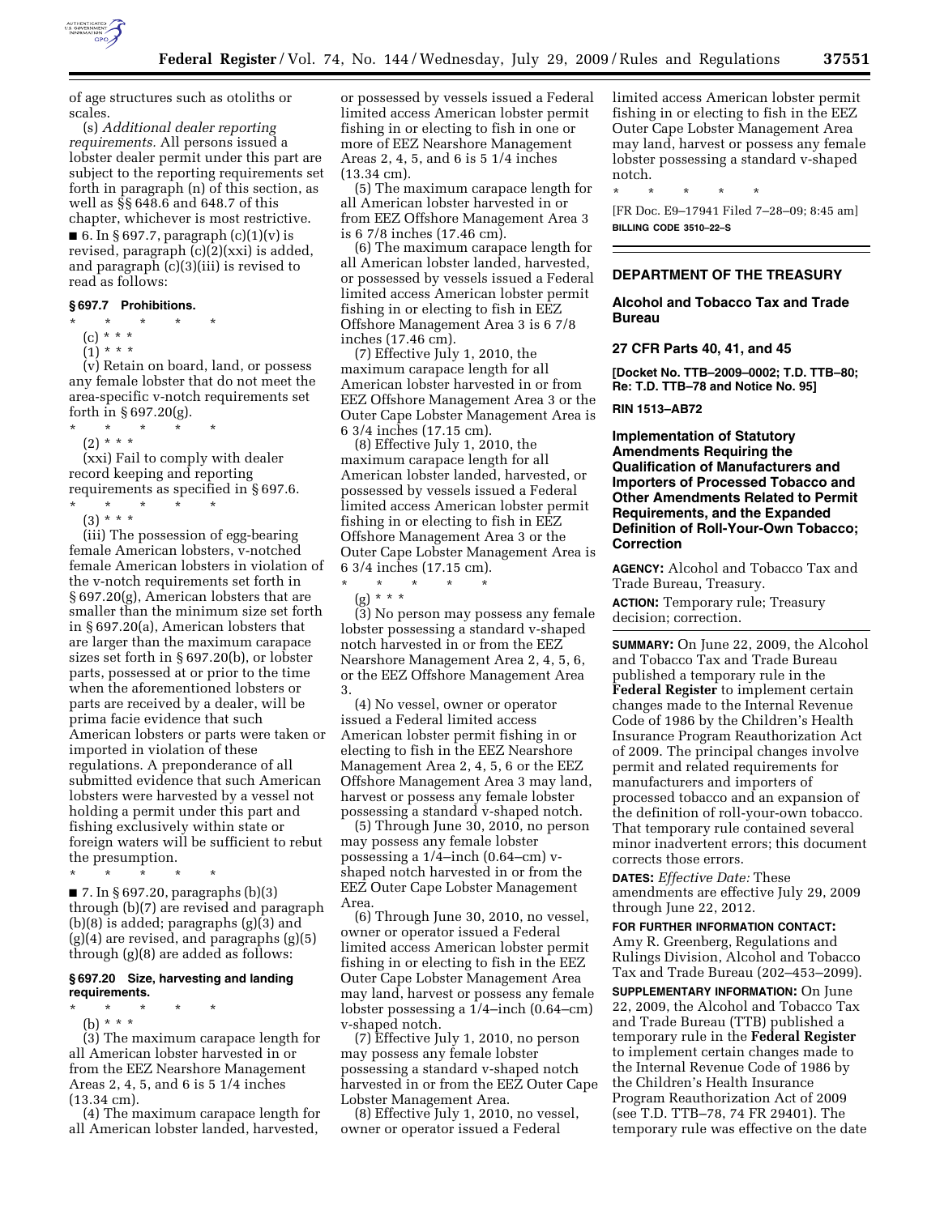of age structures such as otoliths or scales.

(s) *Additional dealer reporting requirements.* All persons issued a lobster dealer permit under this part are subject to the reporting requirements set forth in paragraph (n) of this section, as well as §§ 648.6 and 648.7 of this chapter, whichever is most restrictive.

■ 6. In § 697.7, paragraph (c)(1)(v) is revised, paragraph (c)(2)(xxi) is added, and paragraph (c)(3)(iii) is revised to read as follows:

### § 697.7 Prohibitions.

\* \* \* \* \*

(c) \* \* \*

(1) \* \* \*

(v) Retain on board, land, or possess any female lobster that do not meet the area-specific v-notch requirements set forth in § 697.20(g).

\* \* \* \* \*

(2) \* \* \*

(xxi) Fail to comply with dealer record keeping and reporting requirements as specified in § 697.6.

\* \* \* \* \*

(3) \* \* \*

(iii) The possession of egg-bearing female American lobsters, v-notched female American lobsters in violation of the v-notch requirements set forth in § 697.20(g), American lobsters that are smaller than the minimum size set forth in § 697.20(a), American lobsters that are larger than the maximum carapace sizes set forth in § 697.20(b), or lobster parts, possessed at or prior to the time when the aforementioned lobsters or parts are received by a dealer, will be prima facie evidence that such American lobsters or parts were taken or imported in violation of these regulations. A preponderance of all submitted evidence that such American lobsters were harvested by a vessel not holding a permit under this part and fishing exclusively within state or foreign waters will be sufficient to rebut the presumption.

\* \* \* \* \*

■ 7. In § 697.20, paragraphs (b)(3) through (b)(7) are revised and paragraph (b)(8) is added; paragraphs (g)(3) and (g)(4) are revised, and paragraphs (g)(5) through (g)(8) are added as follows:

### § 697.20 Size, harvesting and landing requirements.

\* \* \* \* \*

(b) \* \* \*

(3) The maximum carapace length for all American lobster harvested in or from the EEZ Nearshore Management Areas 2, 4, 5, and 6 is 5 1/4 inches (13.34 cm).

(4) The maximum carapace length for all American lobster landed, harvested, or possessed by vessels issued a Federal limited access American lobster permit fishing in or electing to fish in one or more of EEZ Nearshore Management Areas 2, 4, 5, and 6 is 5 1/4 inches (13.34 cm).

(5) The maximum carapace length for all American lobster harvested in or from EEZ Offshore Management Area 3 is 6 7/8 inches (17.46 cm).

(6) The maximum carapace length for all American lobster landed, harvested, or possessed by vessels issued a Federal limited access American lobster permit fishing in or electing to fish in EEZ Offshore Management Area 3 is 6 7/8 inches (17.46 cm).

(7) Effective July 1, 2010, the maximum carapace length for all American lobster harvested in or from EEZ Offshore Management Area 3 or the Outer Cape Lobster Management Area is 6 3/4 inches (17.15 cm).

(8) Effective July 1, 2010, the maximum carapace length for all American lobster landed, harvested, or possessed by vessels issued a Federal limited access American lobster permit fishing in or electing to fish in EEZ Offshore Management Area 3 or the Outer Cape Lobster Management Area is 6 3/4 inches (17.15 cm).

\* \* \* \* \*

(g) \* \* \*

(3) No person may possess any female lobster possessing a standard v-shaped notch harvested in or from the EEZ Nearshore Management Area 2, 4, 5, 6, or the EEZ Offshore Management Area 3.

(4) No vessel, owner or operator issued a Federal limited access American lobster permit fishing in or electing to fish in the EEZ Nearshore Management Area 2, 4, 5, 6 or the EEZ Offshore Management Area 3 may land, harvest or possess any female lobster possessing a standard v-shaped notch.

(5) Through June 30, 2010, no person may possess any female lobster possessing a 1/4–inch (0.64–cm) v-shaped notch harvested in or from the EEZ Outer Cape Lobster Management Area.

(6) Through June 30, 2010, no vessel, owner or operator issued a Federal limited access American lobster permit fishing in or electing to fish in the EEZ Outer Cape Lobster Management Area may land, harvest or possess any female lobster possessing a 1/4–inch (0.64–cm) v-shaped notch.

(7) Effective July 1, 2010, no person may possess any female lobster possessing a standard v-shaped notch harvested in or from the EEZ Outer Cape Lobster Management Area.

(8) Effective July 1, 2010, no vessel, owner or operator issued a Federal limited access American lobster permit fishing in or electing to fish in the EEZ Outer Cape Lobster Management Area may land, harvest or possess any female lobster possessing a standard v-shaped notch.

\* \* \* \* \*

[FR Doc. E9–17941 Filed 7–28–09; 8:45 am]

**BILLING CODE 3510–22–S**

## DEPARTMENT OF THE TREASURY

### Alcohol and Tobacco Tax and Trade Bureau

### 27 CFR Parts 40, 41, and 45

**[Docket No. TTB–2009–0002; T.D. TTB–80; Re: T.D. TTB–78 and Notice No. 95]**

**RIN 1513–AB72**

### Implementation of Statutory Amendments Requiring the Qualification of Manufacturers and Importers of Processed Tobacco and Other Amendments Related to Permit Requirements, and the Expanded Definition of Roll-Your-Own Tobacco; Correction

**AGENCY:** Alcohol and Tobacco Tax and Trade Bureau, Treasury.

**ACTION:** Temporary rule; Treasury decision; correction.

**SUMMARY:** On June 22, 2009, the Alcohol and Tobacco Tax and Trade Bureau published a temporary rule in the **Federal Register** to implement certain changes made to the Internal Revenue Code of 1986 by the Children's Health Insurance Program Reauthorization Act of 2009. The principal changes involve permit and related requirements for manufacturers and importers of processed tobacco and an expansion of the definition of roll-your-own tobacco. That temporary rule contained several minor inadvertent errors; this document corrects those errors.

**DATES:** *Effective Date:* These amendments are effective July 29, 2009 through June 22, 2012.

**FOR FURTHER INFORMATION CONTACT:** Amy R. Greenberg, Regulations and Rulings Division, Alcohol and Tobacco Tax and Trade Bureau (202–453–2099).

**SUPPLEMENTARY INFORMATION:** On June 22, 2009, the Alcohol and Tobacco Tax and Trade Bureau (TTB) published a temporary rule in the **Federal Register** to implement certain changes made to the Internal Revenue Code of 1986 by the Children's Health Insurance Program Reauthorization Act of 2009 (see T.D. TTB–78, 74 FR 29401). The temporary rule was effective on the date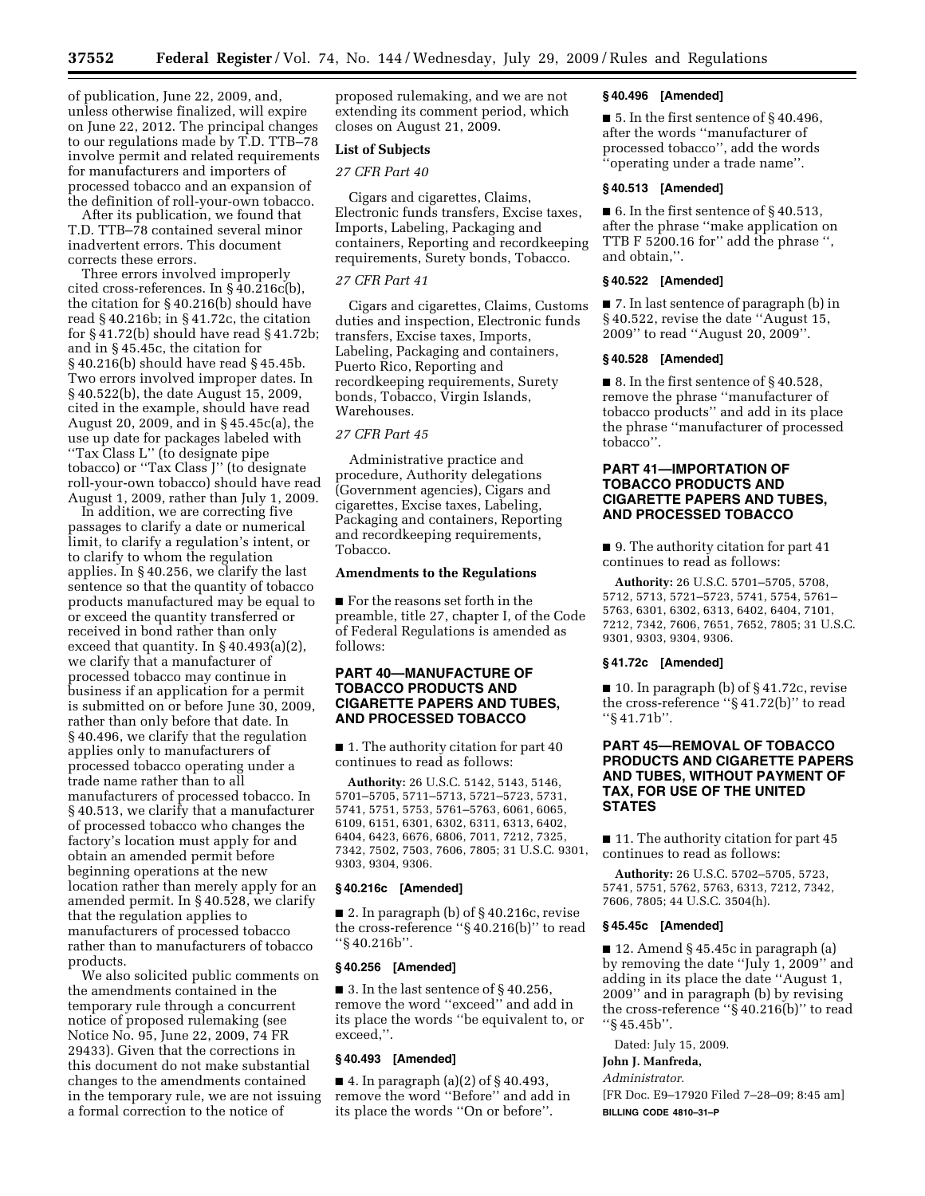of publication, June 22, 2009, and, unless otherwise finalized, will expire on June 22, 2012. The principal changes to our regulations made by T.D. TTB–78 involve permit and related requirements for manufacturers and importers of processed tobacco and an expansion of the definition of roll-your-own tobacco.

After its publication, we found that T.D. TTB–78 contained several minor inadvertent errors. This document corrects these errors.

Three errors involved improperly cited cross-references. In § 40.216c(b), the citation for § 40.216(b) should have read § 40.216b; in § 41.72c, the citation for § 41.72(b) should have read § 41.72b; and in § 45.45c, the citation for § 40.216(b) should have read § 45.45b. Two errors involved improper dates. In § 40.522(b), the date August 15, 2009, cited in the example, should have read August 20, 2009, and in § 45.45c(a), the use up date for packages labeled with ''Tax Class L'' (to designate pipe tobacco) or ''Tax Class J'' (to designate roll-your-own tobacco) should have read August 1, 2009, rather than July 1, 2009.

In addition, we are correcting five passages to clarify a date or numerical limit, to clarify a regulation's intent, or to clarify to whom the regulation applies. In § 40.256, we clarify the last sentence so that the quantity of tobacco products manufactured may be equal to or exceed the quantity transferred or received in bond rather than only exceed that quantity. In § 40.493(a)(2), we clarify that a manufacturer of processed tobacco may continue in business if an application for a permit is submitted on or before June 30, 2009, rather than only before that date. In § 40.496, we clarify that the regulation applies only to manufacturers of processed tobacco operating under a trade name rather than to all manufacturers of processed tobacco. In § 40.513, we clarify that a manufacturer of processed tobacco who changes the factory's location must apply for and obtain an amended permit before beginning operations at the new location rather than merely apply for an amended permit. In § 40.528, we clarify that the regulation applies to manufacturers of processed tobacco rather than to manufacturers of tobacco products.

We also solicited public comments on the amendments contained in the temporary rule through a concurrent notice of proposed rulemaking (see Notice No. 95, June 22, 2009, 74 FR 29433). Given that the corrections in this document do not make substantial changes to the amendments contained in the temporary rule, we are not issuing a formal correction to the notice of proposed rulemaking, and we are not extending its comment period, which closes on August 21, 2009.

**List of Subjects**

*27 CFR Part 40*

Cigars and cigarettes, Claims, Electronic funds transfers, Excise taxes, Imports, Labeling, Packaging and containers, Reporting and recordkeeping requirements, Surety bonds, Tobacco.

*27 CFR Part 41*

Cigars and cigarettes, Claims, Customs duties and inspection, Electronic funds transfers, Excise taxes, Imports, Labeling, Packaging and containers, Puerto Rico, Reporting and recordkeeping requirements, Surety bonds, Tobacco, Virgin Islands, Warehouses.

*27 CFR Part 45*

Administrative practice and procedure, Authority delegations (Government agencies), Cigars and cigarettes, Excise taxes, Labeling, Packaging and containers, Reporting and recordkeeping requirements, Tobacco.

**Amendments to the Regulations**

■ For the reasons set forth in the preamble, title 27, chapter I, of the Code of Federal Regulations is amended as follows:

## PART 40—MANUFACTURE OF TOBACCO PRODUCTS AND CIGARETTE PAPERS AND TUBES, AND PROCESSED TOBACCO

■ 1. The authority citation for part 40 continues to read as follows:

**Authority:** 26 U.S.C. 5142, 5143, 5146, 5701–5705, 5711–5713, 5721–5723, 5731, 5741, 5751, 5753, 5761–5763, 6061, 6065, 6109, 6151, 6301, 6302, 6311, 6313, 6402, 6404, 6423, 6676, 6806, 7011, 7212, 7325, 7342, 7502, 7503, 7606, 7805; 31 U.S.C. 9301, 9303, 9304, 9306.

### § 40.216c [Amended]

■ 2. In paragraph (b) of § 40.216c, revise the cross-reference ''§ 40.216(b)'' to read ''§ 40.216b''.

### § 40.256 [Amended]

■ 3. In the last sentence of § 40.256, remove the word ''exceed'' and add in its place the words ''be equivalent to, or exceed,''.

### § 40.493 [Amended]

■ 4. In paragraph (a)(2) of § 40.493, remove the word ''Before'' and add in its place the words ''On or before''.

### § 40.496 [Amended]

■ 5. In the first sentence of § 40.496, after the words ''manufacturer of processed tobacco'', add the words ''operating under a trade name''.

### § 40.513 [Amended]

■ 6. In the first sentence of § 40.513, after the phrase ''make application on TTB F 5200.16 for'' add the phrase '', and obtain,''.

### § 40.522 [Amended]

■ 7. In last sentence of paragraph (b) in § 40.522, revise the date ''August 15, 2009'' to read ''August 20, 2009''.

### § 40.528 [Amended]

■ 8. In the first sentence of § 40.528, remove the phrase ''manufacturer of tobacco products'' and add in its place the phrase ''manufacturer of processed tobacco''.

## PART 41—IMPORTATION OF TOBACCO PRODUCTS AND CIGARETTE PAPERS AND TUBES, AND PROCESSED TOBACCO

■ 9. The authority citation for part 41 continues to read as follows:

**Authority:** 26 U.S.C. 5701–5705, 5708, 5712, 5713, 5721–5723, 5741, 5754, 5761–5763, 6301, 6302, 6313, 6402, 6404, 7101, 7212, 7342, 7606, 7651, 7652, 7805; 31 U.S.C. 9301, 9303, 9304, 9306.

### § 41.72c [Amended]

■ 10. In paragraph (b) of § 41.72c, revise the cross-reference ''§ 41.72(b)'' to read ''§ 41.71b''.

## PART 45—REMOVAL OF TOBACCO PRODUCTS AND CIGARETTE PAPERS AND TUBES, WITHOUT PAYMENT OF TAX, FOR USE OF THE UNITED STATES

■ 11. The authority citation for part 45 continues to read as follows:

**Authority:** 26 U.S.C. 5702–5705, 5723, 5741, 5751, 5762, 5763, 6313, 7212, 7342, 7606, 7805; 44 U.S.C. 3504(h).

### § 45.45c [Amended]

■ 12. Amend § 45.45c in paragraph (a) by removing the date ''July 1, 2009'' and adding in its place the date ''August 1, 2009'' and in paragraph (b) by revising the cross-reference ''§ 40.216(b)'' to read ''§ 45.45b''.

Dated: July 15, 2009.

**John J. Manfreda,**

*Administrator.*

[FR Doc. E9–17920 Filed 7–28–09; 8:45 am]

**BILLING CODE 4810–31–P**